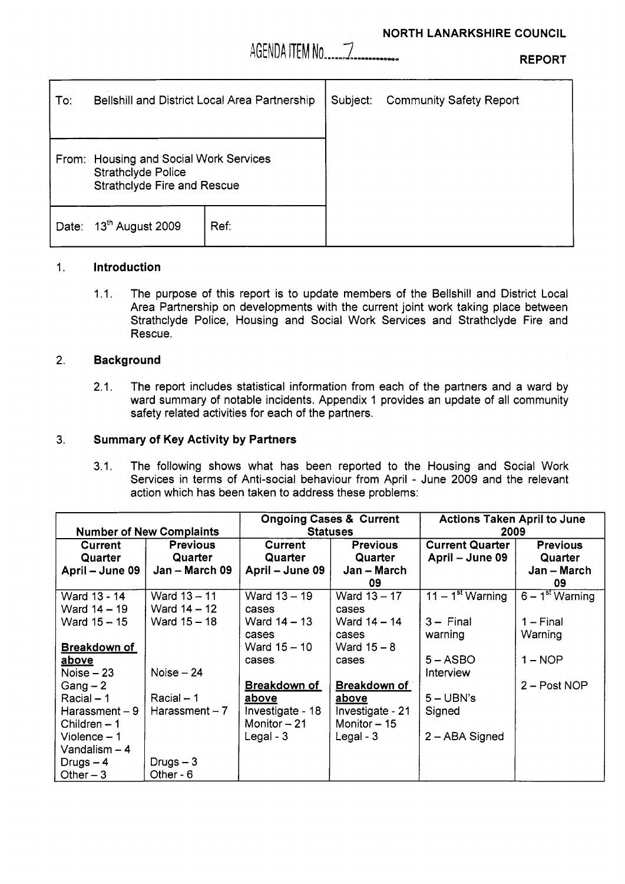**NORTH LANARKSHIRE COUNCIL**

AGENDA ITEM No. 7

**REPORT**

| To: Bellshill and District Local Area Partnership | | Subject: Community Safety Report |
|---|---|---|
| From: Housing and Social Work Services<br>Strathclyde Police<br>Strathclyde Fire and Rescue | | |
| Date: 13th August 2009 | Ref: | |

## 1. Introduction

1.1. The purpose of this report is to update members of the Bellshill and District Local Area Partnership on developments with the current joint work taking place between Strathclyde Police, Housing and Social Work Services and Strathclyde Fire and Rescue.

## 2. Background

2.1. The report includes statistical information from each of the partners and a ward by ward summary of notable incidents. Appendix 1 provides an update of all community safety related activities for each of the partners.

## 3. Summary of Key Activity by Partners

3.1. The following shows what has been reported to the Housing and Social Work Services in terms of Anti-social behaviour from April - June 2009 and the relevant action which has been taken to address these problems:

| **Number of New Complaints** | | **Ongoing Cases & Current Statuses** | | **Actions Taken April to June 2009** | |
|---|---|---|---|---|---|
| **Current Quarter April – June 09** | **Previous Quarter Jan – March 09** | **Current Quarter April – June 09** | **Previous Quarter Jan – March 09** | **Current Quarter April – June 09** | **Previous Quarter Jan – March 09** |
| Ward 13 - 14<br>Ward 14 – 19<br>Ward 15 – 15<br><br>**Breakdown of above**<br>Noise – 23<br>Gang – 2<br>Racial – 1<br>Harassment – 9<br>Children – 1<br>Violence – 1<br>Vandalism – 4<br>Drugs – 4<br>Other – 3 | Ward 13 – 11<br>Ward 14 – 12<br>Ward 15 – 18<br><br><br><br>Noise – 24<br><br>Racial – 1<br>Harassment – 7<br><br><br><br>Drugs – 3<br>Other - 6 | Ward 13 – 19 cases<br>Ward 14 – 13 cases<br>Ward 15 – 10 cases<br><br>**Breakdown of above**<br>Investigate - 18<br>Monitor – 21<br>Legal - 3 | Ward 13 – 17 cases<br>Ward 14 – 14 cases<br>Ward 15 – 8 cases<br><br>**Breakdown of above**<br>Investigate - 21<br>Monitor – 15<br>Legal - 3 | 11 – 1st Warning<br><br>3 – Final warning<br><br>5 – ASBO Interview<br><br>5 – UBN's Signed<br><br>2 – ABA Signed | 6 – 1st Warning<br><br>1 – Final Warning<br><br>1 – NOP<br><br>2 – Post NOP |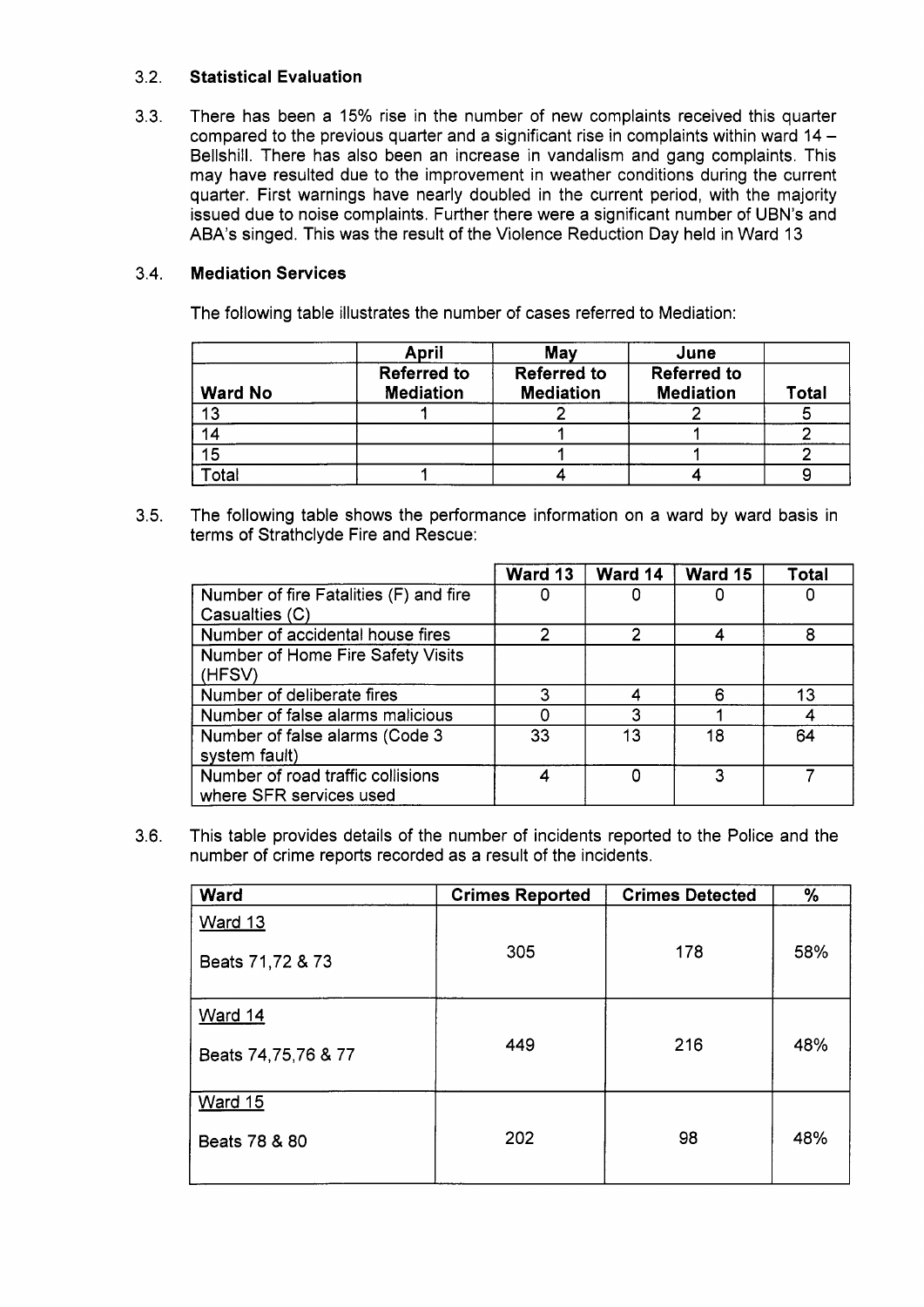3.2. **Statistical Evaluation**

3.3. There has been a 15% rise in the number of new complaints received this quarter compared to the previous quarter and a significant rise in complaints within ward 14 – Bellshill. There has also been an increase in vandalism and gang complaints. This may have resulted due to the improvement in weather conditions during the current quarter. First warnings have nearly doubled in the current period, with the majority issued due to noise complaints. Further there were a significant number of UBN's and ABA's singed. This was the result of the Violence Reduction Day held in Ward 13

3.4. **Mediation Services**

The following table illustrates the number of cases referred to Mediation:

| | **April** | **May** | **June** | |
|---|---|---|---|---|
| **Ward No** | **Referred to Mediation** | **Referred to Mediation** | **Referred to Mediation** | **Total** |
| 13 | 1 | 2 | 2 | 5 |
| 14 | | 1 | 1 | 2 |
| 15 | | 1 | 1 | 2 |
| Total | 1 | 4 | 4 | 9 |

3.5. The following table shows the performance information on a ward by ward basis in terms of Strathclyde Fire and Rescue:

| | **Ward 13** | **Ward 14** | **Ward 15** | **Total** |
|---|---|---|---|---|
| Number of fire Fatalities (F) and fire Casualties (C) | 0 | 0 | 0 | 0 |
| Number of accidental house fires | 2 | 2 | 4 | 8 |
| Number of Home Fire Safety Visits (HFSV) | | | | |
| Number of deliberate fires | 3 | 4 | 6 | 13 |
| Number of false alarms malicious | 0 | 3 | 1 | 4 |
| Number of false alarms (Code 3 system fault) | 33 | 13 | 18 | 64 |
| Number of road traffic collisions where SFR services used | 4 | 0 | 3 | 7 |

3.6. This table provides details of the number of incidents reported to the Police and the number of crime reports recorded as a result of the incidents.

| **Ward** | **Crimes Reported** | **Crimes Detected** | **%** |
|---|---|---|---|
| Ward 13<br>Beats 71,72 & 73 | 305 | 178 | 58% |
| Ward 14<br>Beats 74,75,76 & 77 | 449 | 216 | 48% |
| Ward 15<br>Beats 78 & 80 | 202 | 98 | 48% |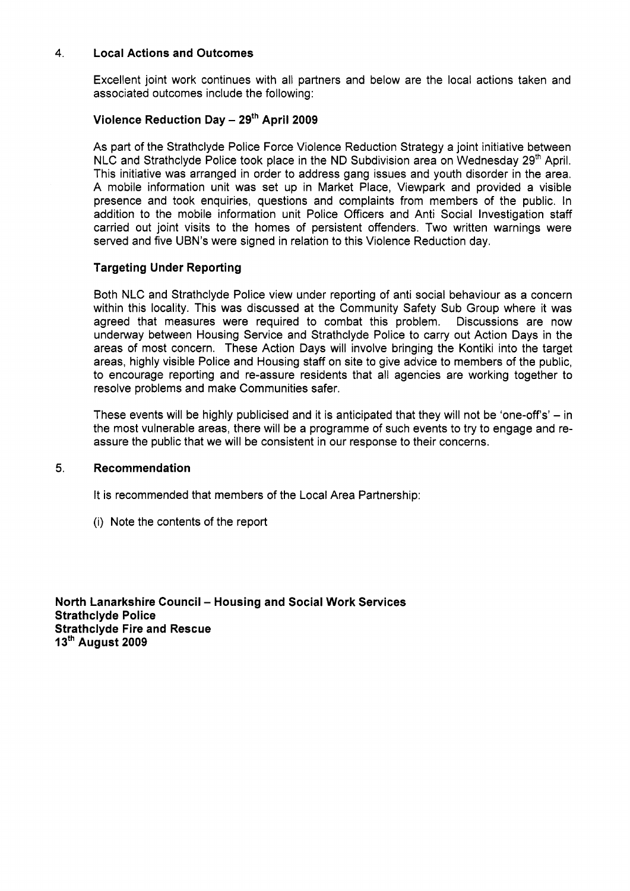## 4. Local Actions and Outcomes

Excellent joint work continues with all partners and below are the local actions taken and associated outcomes include the following:

### Violence Reduction Day – 29th April 2009

As part of the Strathclyde Police Force Violence Reduction Strategy a joint initiative between NLC and Strathclyde Police took place in the ND Subdivision area on Wednesday 29th April. This initiative was arranged in order to address gang issues and youth disorder in the area. A mobile information unit was set up in Market Place, Viewpark and provided a visible presence and took enquiries, questions and complaints from members of the public. In addition to the mobile information unit Police Officers and Anti Social Investigation staff carried out joint visits to the homes of persistent offenders. Two written warnings were served and five UBN's were signed in relation to this Violence Reduction day.

### Targeting Under Reporting

Both NLC and Strathclyde Police view under reporting of anti social behaviour as a concern within this locality. This was discussed at the Community Safety Sub Group where it was agreed that measures were required to combat this problem. Discussions are now underway between Housing Service and Strathclyde Police to carry out Action Days in the areas of most concern. These Action Days will involve bringing the Kontiki into the target areas, highly visible Police and Housing staff on site to give advice to members of the public, to encourage reporting and re-assure residents that all agencies are working together to resolve problems and make Communities safer.

These events will be highly publicised and it is anticipated that they will not be 'one-off's' – in the most vulnerable areas, there will be a programme of such events to try to engage and re-assure the public that we will be consistent in our response to their concerns.

## 5. Recommendation

It is recommended that members of the Local Area Partnership:

(i) Note the contents of the report

**North Lanarkshire Council – Housing and Social Work Services**
**Strathclyde Police**
**Strathclyde Fire and Rescue**
**13th August 2009**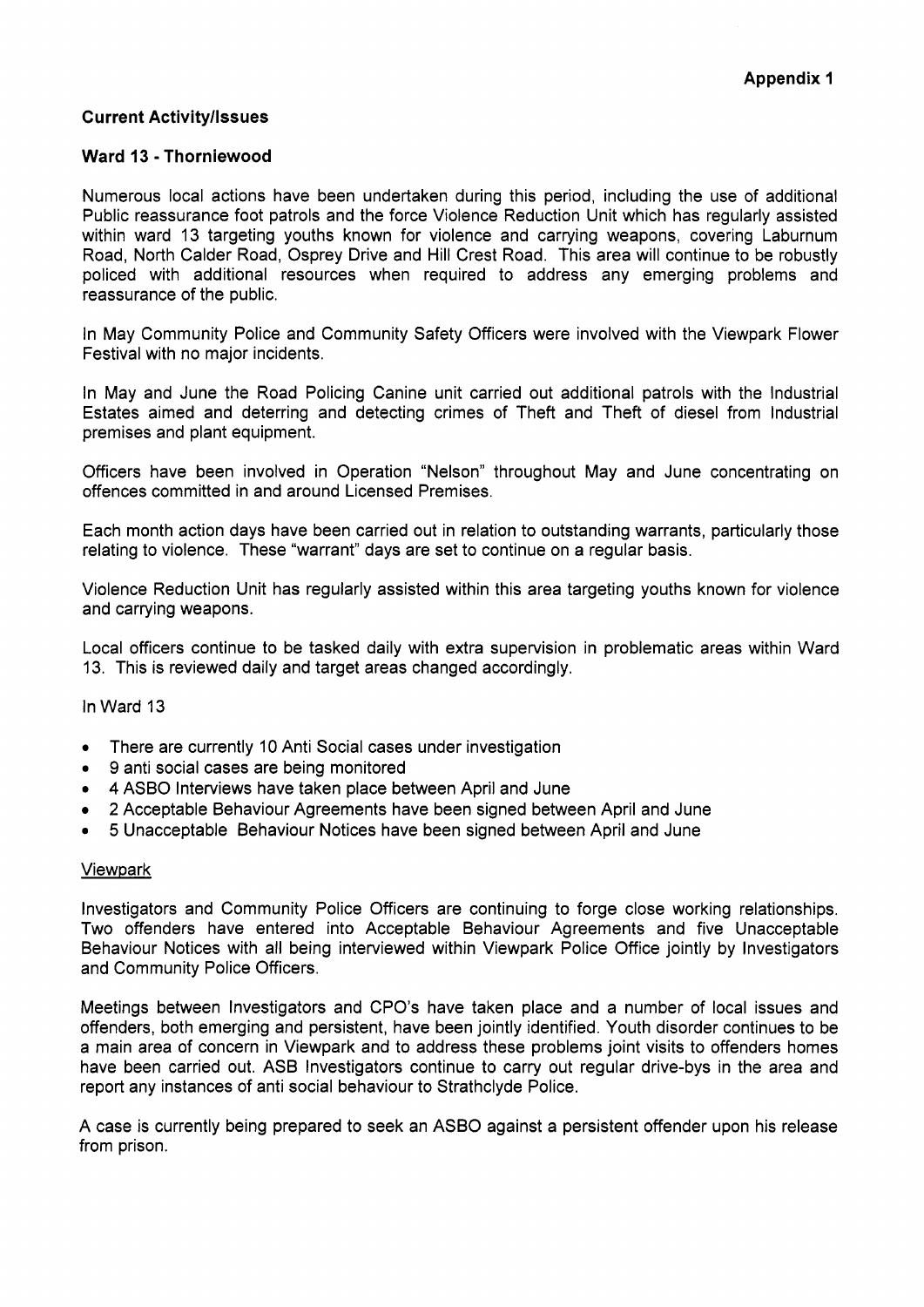**Appendix 1**

**Current Activity/Issues**

**Ward 13 - Thorniewood**

Numerous local actions have been undertaken during this period, including the use of additional Public reassurance foot patrols and the force Violence Reduction Unit which has regularly assisted within ward 13 targeting youths known for violence and carrying weapons, covering Laburnum Road, North Calder Road, Osprey Drive and Hill Crest Road. This area will continue to be robustly policed with additional resources when required to address any emerging problems and reassurance of the public.

In May Community Police and Community Safety Officers were involved with the Viewpark Flower Festival with no major incidents.

In May and June the Road Policing Canine unit carried out additional patrols with the Industrial Estates aimed and deterring and detecting crimes of Theft and Theft of diesel from Industrial premises and plant equipment.

Officers have been involved in Operation "Nelson" throughout May and June concentrating on offences committed in and around Licensed Premises.

Each month action days have been carried out in relation to outstanding warrants, particularly those relating to violence. These "warrant" days are set to continue on a regular basis.

Violence Reduction Unit has regularly assisted within this area targeting youths known for violence and carrying weapons.

Local officers continue to be tasked daily with extra supervision in problematic areas within Ward 13. This is reviewed daily and target areas changed accordingly.

In Ward 13

- There are currently 10 Anti Social cases under investigation
- 9 anti social cases are being monitored
- 4 ASBO Interviews have taken place between April and June
- 2 Acceptable Behaviour Agreements have been signed between April and June
- 5 Unacceptable Behaviour Notices have been signed between April and June

<u>Viewpark</u>

Investigators and Community Police Officers are continuing to forge close working relationships. Two offenders have entered into Acceptable Behaviour Agreements and five Unacceptable Behaviour Notices with all being interviewed within Viewpark Police Office jointly by Investigators and Community Police Officers.

Meetings between Investigators and CPO's have taken place and a number of local issues and offenders, both emerging and persistent, have been jointly identified. Youth disorder continues to be a main area of concern in Viewpark and to address these problems joint visits to offenders homes have been carried out. ASB Investigators continue to carry out regular drive-bys in the area and report any instances of anti social behaviour to Strathclyde Police.

A case is currently being prepared to seek an ASBO against a persistent offender upon his release from prison.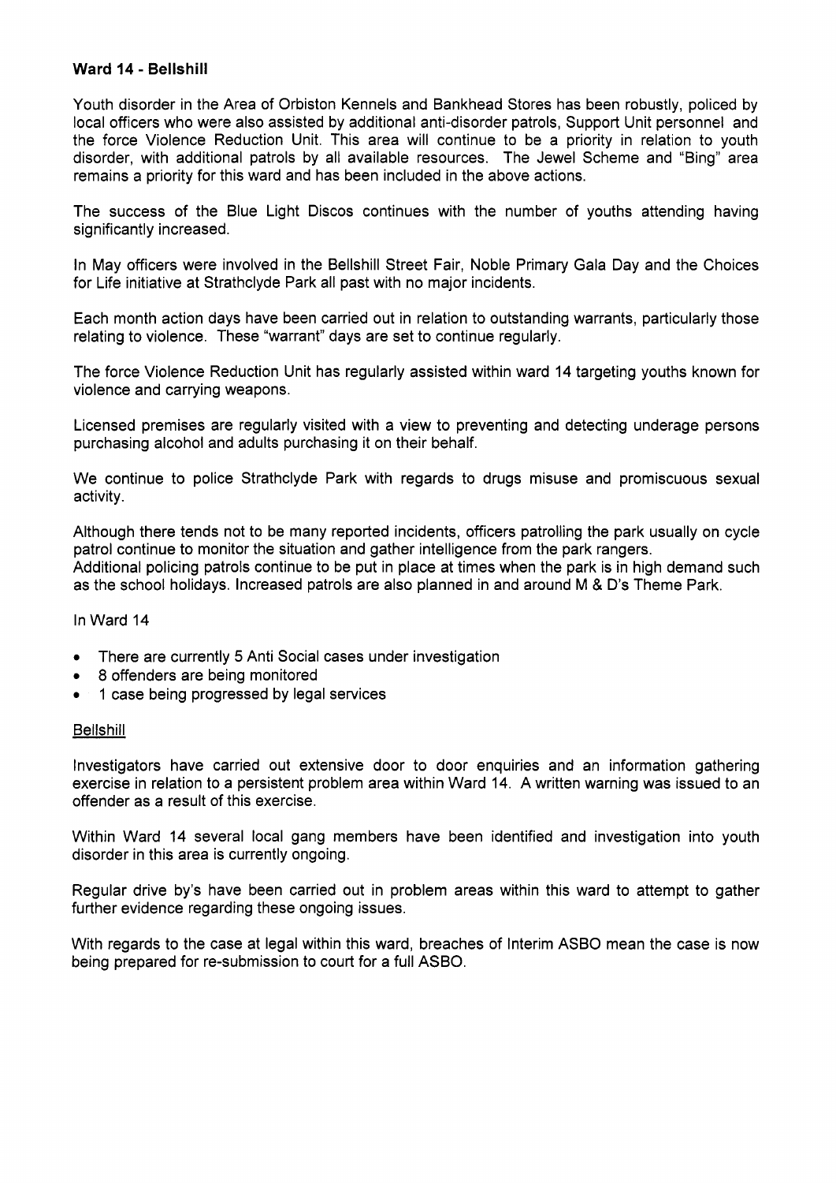**Ward 14 - Bellshill**

Youth disorder in the Area of Orbiston Kennels and Bankhead Stores has been robustly, policed by local officers who were also assisted by additional anti-disorder patrols, Support Unit personnel and the force Violence Reduction Unit. This area will continue to be a priority in relation to youth disorder, with additional patrols by all available resources. The Jewel Scheme and "Bing" area remains a priority for this ward and has been included in the above actions.

The success of the Blue Light Discos continues with the number of youths attending having significantly increased.

In May officers were involved in the Bellshill Street Fair, Noble Primary Gala Day and the Choices for Life initiative at Strathclyde Park all past with no major incidents.

Each month action days have been carried out in relation to outstanding warrants, particularly those relating to violence. These "warrant" days are set to continue regularly.

The force Violence Reduction Unit has regularly assisted within ward 14 targeting youths known for violence and carrying weapons.

Licensed premises are regularly visited with a view to preventing and detecting underage persons purchasing alcohol and adults purchasing it on their behalf.

We continue to police Strathclyde Park with regards to drugs misuse and promiscuous sexual activity.

Although there tends not to be many reported incidents, officers patrolling the park usually on cycle patrol continue to monitor the situation and gather intelligence from the park rangers.
Additional policing patrols continue to be put in place at times when the park is in high demand such as the school holidays. Increased patrols are also planned in and around M & D's Theme Park.

In Ward 14

- There are currently 5 Anti Social cases under investigation
- 8 offenders are being monitored
- 1 case being progressed by legal services

Bellshill

Investigators have carried out extensive door to door enquiries and an information gathering exercise in relation to a persistent problem area within Ward 14. A written warning was issued to an offender as a result of this exercise.

Within Ward 14 several local gang members have been identified and investigation into youth disorder in this area is currently ongoing.

Regular drive by's have been carried out in problem areas within this ward to attempt to gather further evidence regarding these ongoing issues.

With regards to the case at legal within this ward, breaches of Interim ASBO mean the case is now being prepared for re-submission to court for a full ASBO.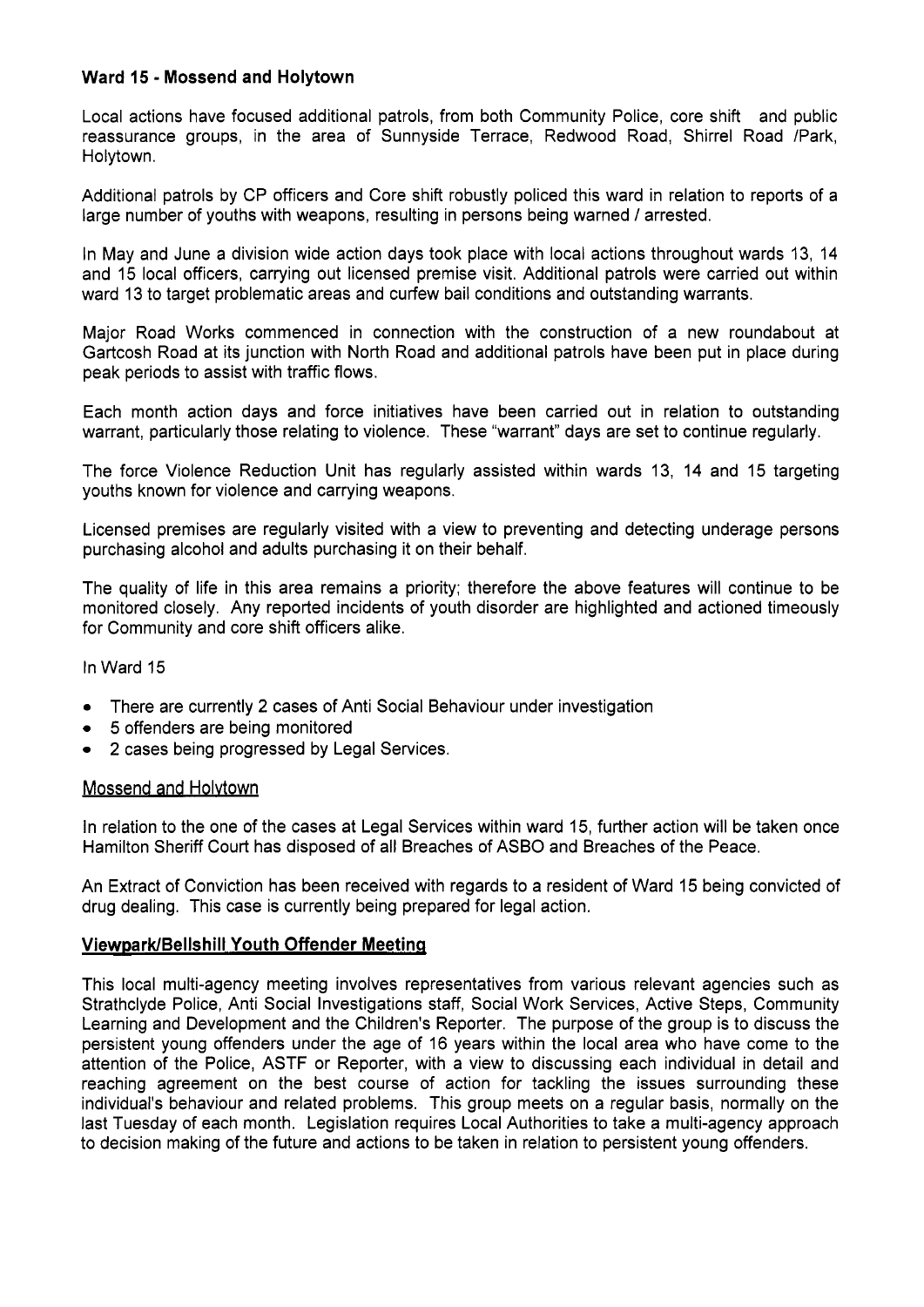**Ward 15 - Mossend and Holytown**

Local actions have focused additional patrols, from both Community Police, core shift and public reassurance groups, in the area of Sunnyside Terrace, Redwood Road, Shirrel Road /Park, Holytown.

Additional patrols by CP officers and Core shift robustly policed this ward in relation to reports of a large number of youths with weapons, resulting in persons being warned / arrested.

In May and June a division wide action days took place with local actions throughout wards 13, 14 and 15 local officers, carrying out licensed premise visit. Additional patrols were carried out within ward 13 to target problematic areas and curfew bail conditions and outstanding warrants.

Major Road Works commenced in connection with the construction of a new roundabout at Gartcosh Road at its junction with North Road and additional patrols have been put in place during peak periods to assist with traffic flows.

Each month action days and force initiatives have been carried out in relation to outstanding warrant, particularly those relating to violence. These "warrant" days are set to continue regularly.

The force Violence Reduction Unit has regularly assisted within wards 13, 14 and 15 targeting youths known for violence and carrying weapons.

Licensed premises are regularly visited with a view to preventing and detecting underage persons purchasing alcohol and adults purchasing it on their behalf.

The quality of life in this area remains a priority; therefore the above features will continue to be monitored closely. Any reported incidents of youth disorder are highlighted and actioned timeously for Community and core shift officers alike.

In Ward 15

- There are currently 2 cases of Anti Social Behaviour under investigation
- 5 offenders are being monitored
- 2 cases being progressed by Legal Services.

Mossend and Holytown

In relation to the one of the cases at Legal Services within ward 15, further action will be taken once Hamilton Sheriff Court has disposed of all Breaches of ASBO and Breaches of the Peace.

An Extract of Conviction has been received with regards to a resident of Ward 15 being convicted of drug dealing. This case is currently being prepared for legal action.

**Viewpark/Bellshill Youth Offender Meeting**

This local multi-agency meeting involves representatives from various relevant agencies such as Strathclyde Police, Anti Social Investigations staff, Social Work Services, Active Steps, Community Learning and Development and the Children's Reporter. The purpose of the group is to discuss the persistent young offenders under the age of 16 years within the local area who have come to the attention of the Police, ASTF or Reporter, with a view to discussing each individual in detail and reaching agreement on the best course of action for tackling the issues surrounding these individual's behaviour and related problems. This group meets on a regular basis, normally on the last Tuesday of each month. Legislation requires Local Authorities to take a multi-agency approach to decision making of the future and actions to be taken in relation to persistent young offenders.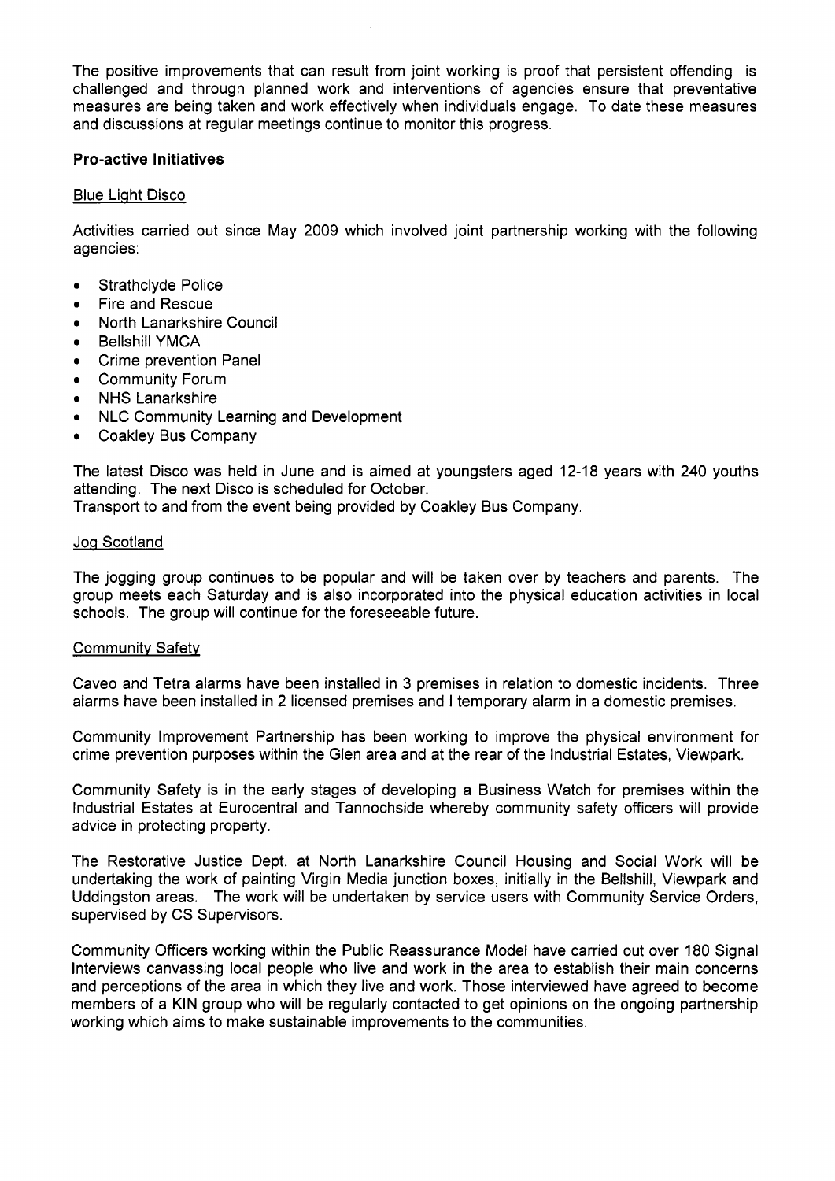The positive improvements that can result from joint working is proof that persistent offending is challenged and through planned work and interventions of agencies ensure that preventative measures are being taken and work effectively when individuals engage. To date these measures and discussions at regular meetings continue to monitor this progress.

**Pro-active Initiatives**

Blue Light Disco

Activities carried out since May 2009 which involved joint partnership working with the following agencies:

- Strathclyde Police
- Fire and Rescue
- North Lanarkshire Council
- Bellshill YMCA
- Crime prevention Panel
- Community Forum
- NHS Lanarkshire
- NLC Community Learning and Development
- Coakley Bus Company

The latest Disco was held in June and is aimed at youngsters aged 12-18 years with 240 youths attending. The next Disco is scheduled for October.
Transport to and from the event being provided by Coakley Bus Company.

Jog Scotland

The jogging group continues to be popular and will be taken over by teachers and parents. The group meets each Saturday and is also incorporated into the physical education activities in local schools. The group will continue for the foreseeable future.

Community Safety

Caveo and Tetra alarms have been installed in 3 premises in relation to domestic incidents. Three alarms have been installed in 2 licensed premises and I temporary alarm in a domestic premises.

Community Improvement Partnership has been working to improve the physical environment for crime prevention purposes within the Glen area and at the rear of the Industrial Estates, Viewpark.

Community Safety is in the early stages of developing a Business Watch for premises within the Industrial Estates at Eurocentral and Tannochside whereby community safety officers will provide advice in protecting property.

The Restorative Justice Dept. at North Lanarkshire Council Housing and Social Work will be undertaking the work of painting Virgin Media junction boxes, initially in the Bellshill, Viewpark and Uddingston areas. The work will be undertaken by service users with Community Service Orders, supervised by CS Supervisors.

Community Officers working within the Public Reassurance Model have carried out over 180 Signal Interviews canvassing local people who live and work in the area to establish their main concerns and perceptions of the area in which they live and work. Those interviewed have agreed to become members of a KIN group who will be regularly contacted to get opinions on the ongoing partnership working which aims to make sustainable improvements to the communities.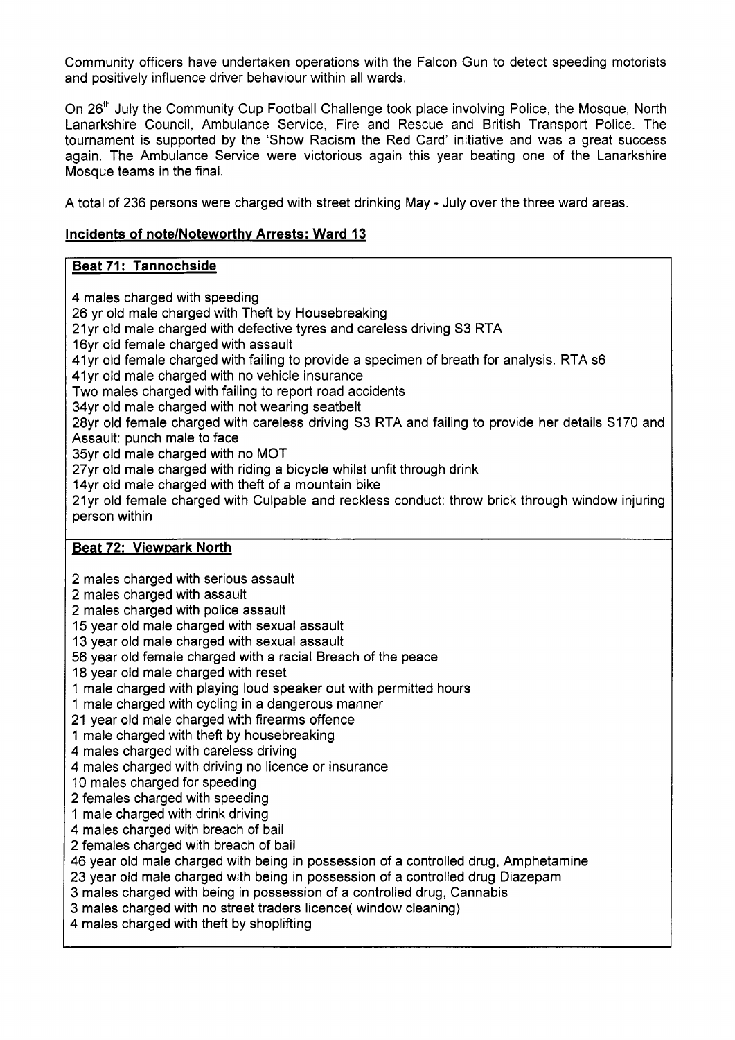Community officers have undertaken operations with the Falcon Gun to detect speeding motorists and positively influence driver behaviour within all wards.

On 26th July the Community Cup Football Challenge took place involving Police, the Mosque, North Lanarkshire Council, Ambulance Service, Fire and Rescue and British Transport Police. The tournament is supported by the 'Show Racism the Red Card' initiative and was a great success again. The Ambulance Service were victorious again this year beating one of the Lanarkshire Mosque teams in the final.

A total of 236 persons were charged with street drinking May - July over the three ward areas.

## Incidents of note/Noteworthy Arrests: Ward 13

### Beat 71: Tannochside

4 males charged with speeding
26 yr old male charged with Theft by Housebreaking
21yr old male charged with defective tyres and careless driving S3 RTA
16yr old female charged with assault
41yr old female charged with failing to provide a specimen of breath for analysis. RTA s6
41yr old male charged with no vehicle insurance
Two males charged with failing to report road accidents
34yr old male charged with not wearing seatbelt
28yr old female charged with careless driving S3 RTA and failing to provide her details S170 and Assault: punch male to face
35yr old male charged with no MOT
27yr old male charged with riding a bicycle whilst unfit through drink
14yr old male charged with theft of a mountain bike
21yr old female charged with Culpable and reckless conduct: throw brick through window injuring person within

### Beat 72: Viewpark North

2 males charged with serious assault
2 males charged with assault
2 males charged with police assault
15 year old male charged with sexual assault
13 year old male charged with sexual assault
56 year old female charged with a racial Breach of the peace
18 year old male charged with reset
1 male charged with playing loud speaker out with permitted hours
1 male charged with cycling in a dangerous manner
21 year old male charged with firearms offence
1 male charged with theft by housebreaking
4 males charged with careless driving
4 males charged with driving no licence or insurance
10 males charged for speeding
2 females charged with speeding
1 male charged with drink driving
4 males charged with breach of bail
2 females charged with breach of bail
46 year old male charged with being in possession of a controlled drug, Amphetamine
23 year old male charged with being in possession of a controlled drug Diazepam
3 males charged with being in possession of a controlled drug, Cannabis
3 males charged with no street traders licence( window cleaning)
4 males charged with theft by shoplifting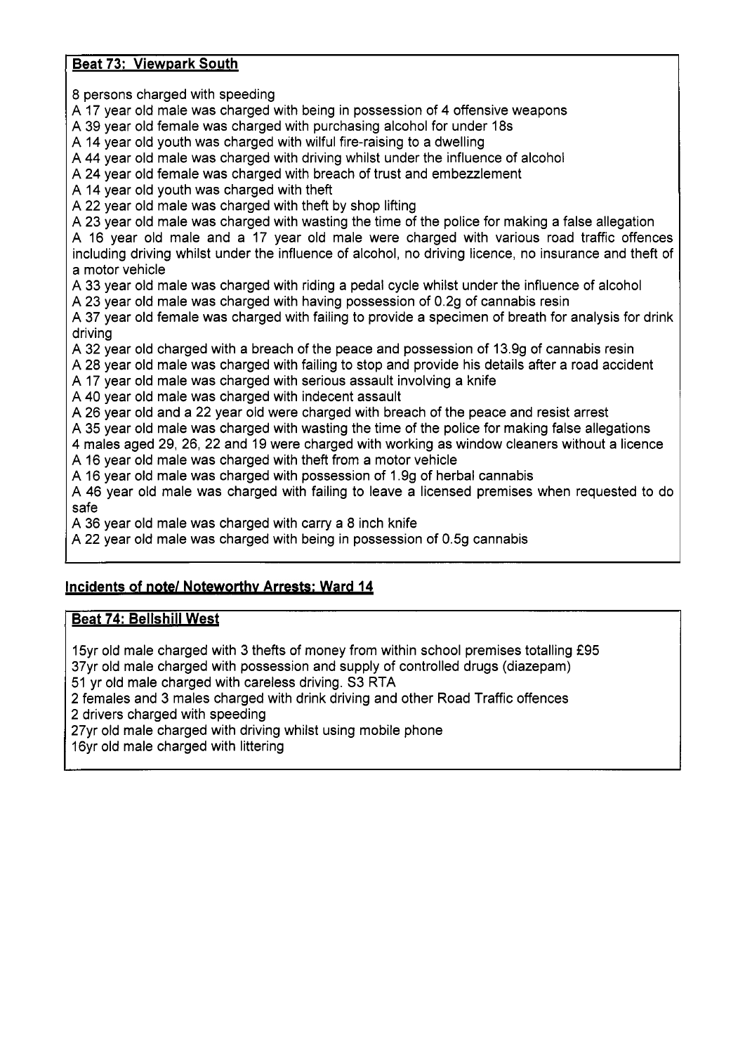**Beat 73: Viewpark South**

8 persons charged with speeding
A 17 year old male was charged with being in possession of 4 offensive weapons
A 39 year old female was charged with purchasing alcohol for under 18s
A 14 year old youth was charged with wilful fire-raising to a dwelling
A 44 year old male was charged with driving whilst under the influence of alcohol
A 24 year old female was charged with breach of trust and embezzlement
A 14 year old youth was charged with theft
A 22 year old male was charged with theft by shop lifting
A 23 year old male was charged with wasting the time of the police for making a false allegation
A 16 year old male and a 17 year old male were charged with various road traffic offences including driving whilst under the influence of alcohol, no driving licence, no insurance and theft of a motor vehicle
A 33 year old male was charged with riding a pedal cycle whilst under the influence of alcohol
A 23 year old male was charged with having possession of 0.2g of cannabis resin
A 37 year old female was charged with failing to provide a specimen of breath for analysis for drink driving
A 32 year old charged with a breach of the peace and possession of 13.9g of cannabis resin
A 28 year old male was charged with failing to stop and provide his details after a road accident
A 17 year old male was charged with serious assault involving a knife
A 40 year old male was charged with indecent assault
A 26 year old and a 22 year old were charged with breach of the peace and resist arrest
A 35 year old male was charged with wasting the time of the police for making false allegations
4 males aged 29, 26, 22 and 19 were charged with working as window cleaners without a licence
A 16 year old male was charged with theft from a motor vehicle
A 16 year old male was charged with possession of 1.9g of herbal cannabis
A 46 year old male was charged with failing to leave a licensed premises when requested to do safe
A 36 year old male was charged with carry a 8 inch knife
A 22 year old male was charged with being in possession of 0.5g cannabis

## Incidents of note/ Noteworthy Arrests: Ward 14

**Beat 74: Bellshill West**

15yr old male charged with 3 thefts of money from within school premises totalling £95
37yr old male charged with possession and supply of controlled drugs (diazepam)
51 yr old male charged with careless driving. S3 RTA
2 females and 3 males charged with drink driving and other Road Traffic offences
2 drivers charged with speeding
27yr old male charged with driving whilst using mobile phone
16yr old male charged with littering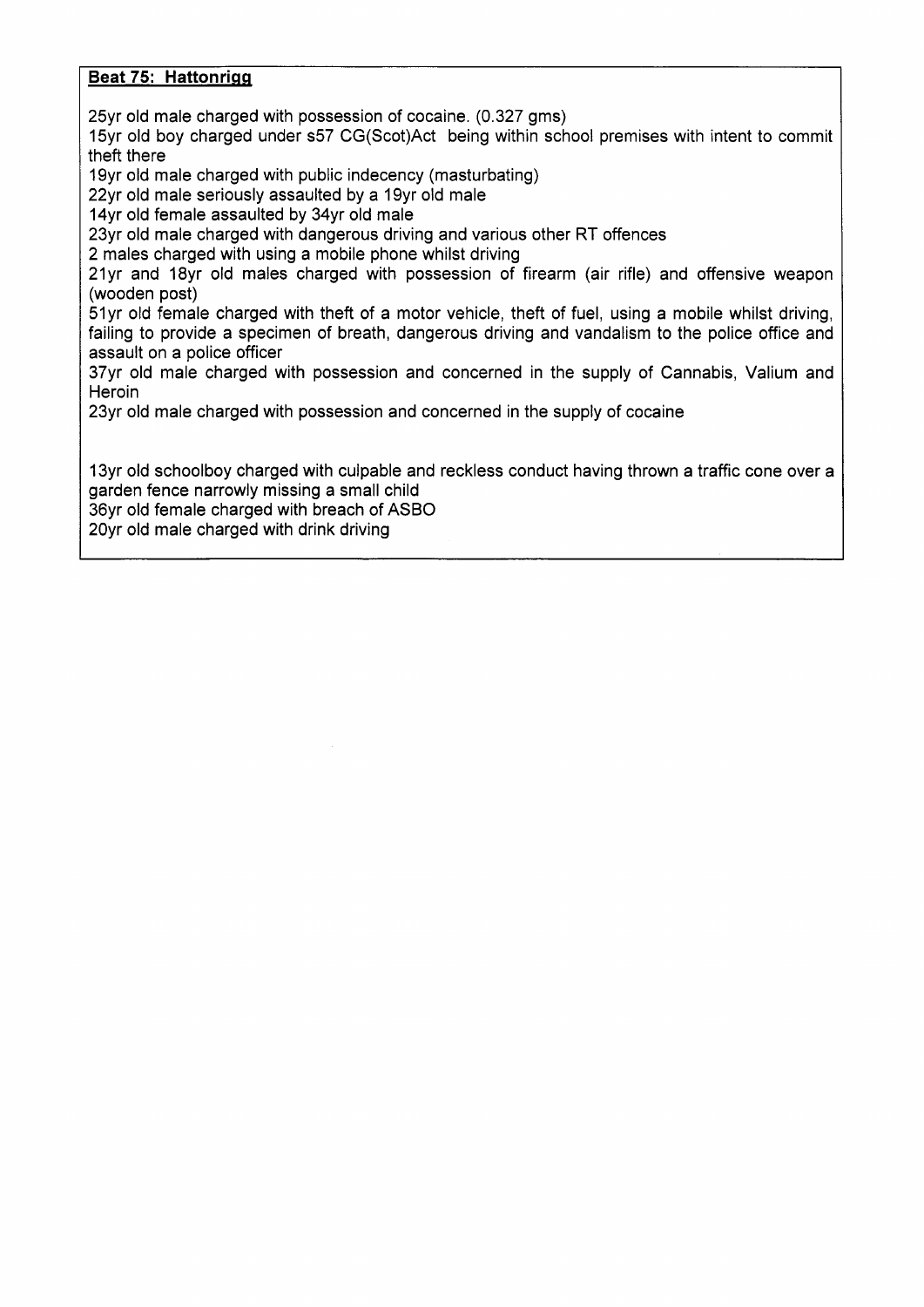**Beat 75: Hattonrigg**

25yr old male charged with possession of cocaine. (0.327 gms)
15yr old boy charged under s57 CG(Scot)Act being within school premises with intent to commit theft there
19yr old male charged with public indecency (masturbating)
22yr old male seriously assaulted by a 19yr old male
14yr old female assaulted by 34yr old male
23yr old male charged with dangerous driving and various other RT offences
2 males charged with using a mobile phone whilst driving
21yr and 18yr old males charged with possession of firearm (air rifle) and offensive weapon (wooden post)
51yr old female charged with theft of a motor vehicle, theft of fuel, using a mobile whilst driving, failing to provide a specimen of breath, dangerous driving and vandalism to the police office and assault on a police officer
37yr old male charged with possession and concerned in the supply of Cannabis, Valium and Heroin
23yr old male charged with possession and concerned in the supply of cocaine

13yr old schoolboy charged with culpable and reckless conduct having thrown a traffic cone over a garden fence narrowly missing a small child
36yr old female charged with breach of ASBO
20yr old male charged with drink driving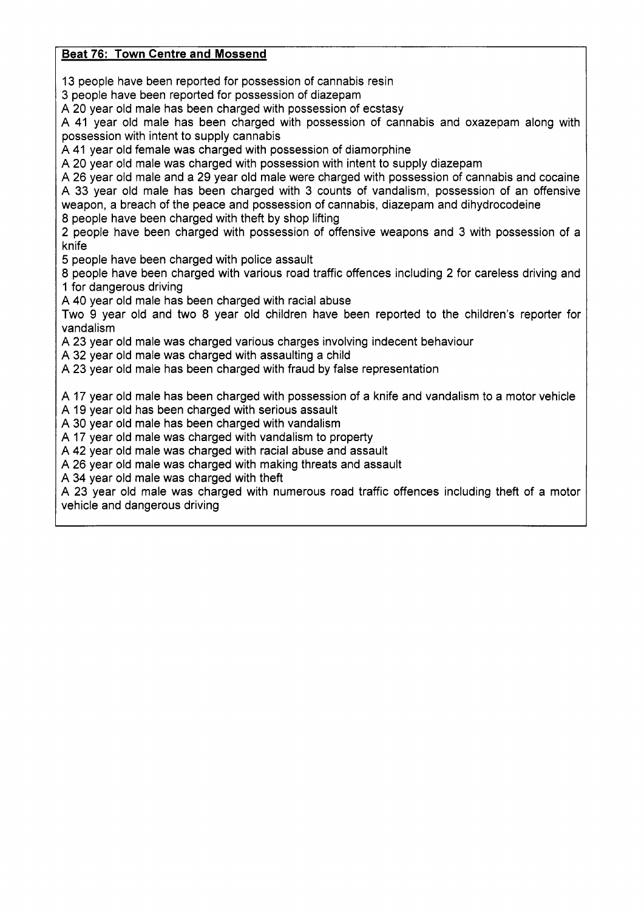**Beat 76: Town Centre and Mossend**

13 people have been reported for possession of cannabis resin
3 people have been reported for possession of diazepam
A 20 year old male has been charged with possession of ecstasy
A 41 year old male has been charged with possession of cannabis and oxazepam along with possession with intent to supply cannabis
A 41 year old female was charged with possession of diamorphine
A 20 year old male was charged with possession with intent to supply diazepam
A 26 year old male and a 29 year old male were charged with possession of cannabis and cocaine
A 33 year old male has been charged with 3 counts of vandalism, possession of an offensive weapon, a breach of the peace and possession of cannabis, diazepam and dihydrocodeine
8 people have been charged with theft by shop lifting
2 people have been charged with possession of offensive weapons and 3 with possession of a knife
5 people have been charged with police assault
8 people have been charged with various road traffic offences including 2 for careless driving and 1 for dangerous driving
A 40 year old male has been charged with racial abuse
Two 9 year old and two 8 year old children have been reported to the children's reporter for vandalism
A 23 year old male was charged various charges involving indecent behaviour
A 32 year old male was charged with assaulting a child
A 23 year old male has been charged with fraud by false representation

A 17 year old male has been charged with possession of a knife and vandalism to a motor vehicle
A 19 year old has been charged with serious assault
A 30 year old male has been charged with vandalism
A 17 year old male was charged with vandalism to property
A 42 year old male was charged with racial abuse and assault
A 26 year old male was charged with making threats and assault
A 34 year old male was charged with theft
A 23 year old male was charged with numerous road traffic offences including theft of a motor vehicle and dangerous driving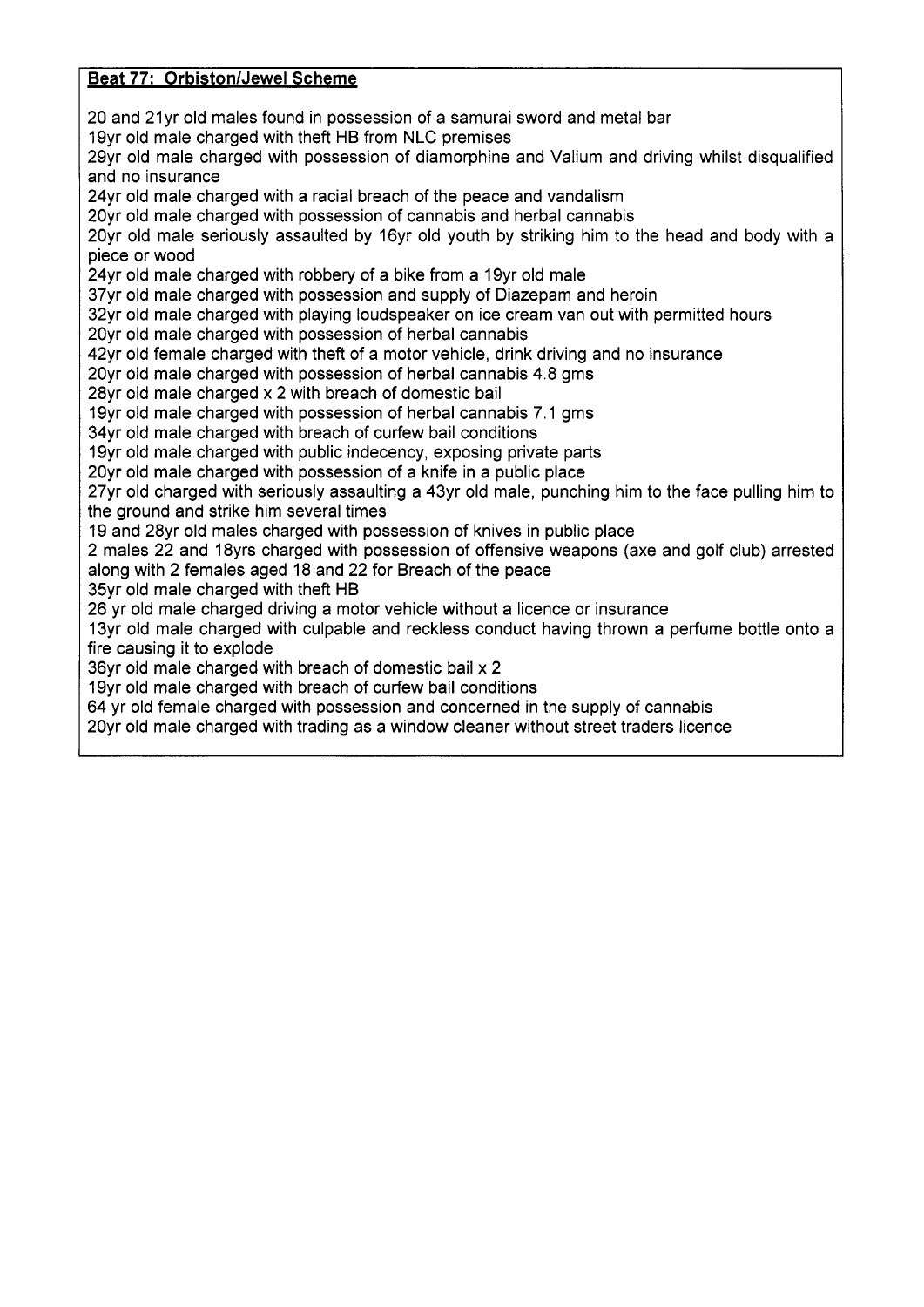**Beat 77: Orbiston/Jewel Scheme**

20 and 21yr old males found in possession of a samurai sword and metal bar
19yr old male charged with theft HB from NLC premises
29yr old male charged with possession of diamorphine and Valium and driving whilst disqualified and no insurance
24yr old male charged with a racial breach of the peace and vandalism
20yr old male charged with possession of cannabis and herbal cannabis
20yr old male seriously assaulted by 16yr old youth by striking him to the head and body with a piece or wood
24yr old male charged with robbery of a bike from a 19yr old male
37yr old male charged with possession and supply of Diazepam and heroin
32yr old male charged with playing loudspeaker on ice cream van out with permitted hours
20yr old male charged with possession of herbal cannabis
42yr old female charged with theft of a motor vehicle, drink driving and no insurance
20yr old male charged with possession of herbal cannabis 4.8 gms
28yr old male charged x 2 with breach of domestic bail
19yr old male charged with possession of herbal cannabis 7.1 gms
34yr old male charged with breach of curfew bail conditions
19yr old male charged with public indecency, exposing private parts
20yr old male charged with possession of a knife in a public place
27yr old charged with seriously assaulting a 43yr old male, punching him to the face pulling him to the ground and strike him several times
19 and 28yr old males charged with possession of knives in public place
2 males 22 and 18yrs charged with possession of offensive weapons (axe and golf club) arrested along with 2 females aged 18 and 22 for Breach of the peace
35yr old male charged with theft HB
26 yr old male charged driving a motor vehicle without a licence or insurance
13yr old male charged with culpable and reckless conduct having thrown a perfume bottle onto a fire causing it to explode
36yr old male charged with breach of domestic bail x 2
19yr old male charged with breach of curfew bail conditions
64 yr old female charged with possession and concerned in the supply of cannabis
20yr old male charged with trading as a window cleaner without street traders licence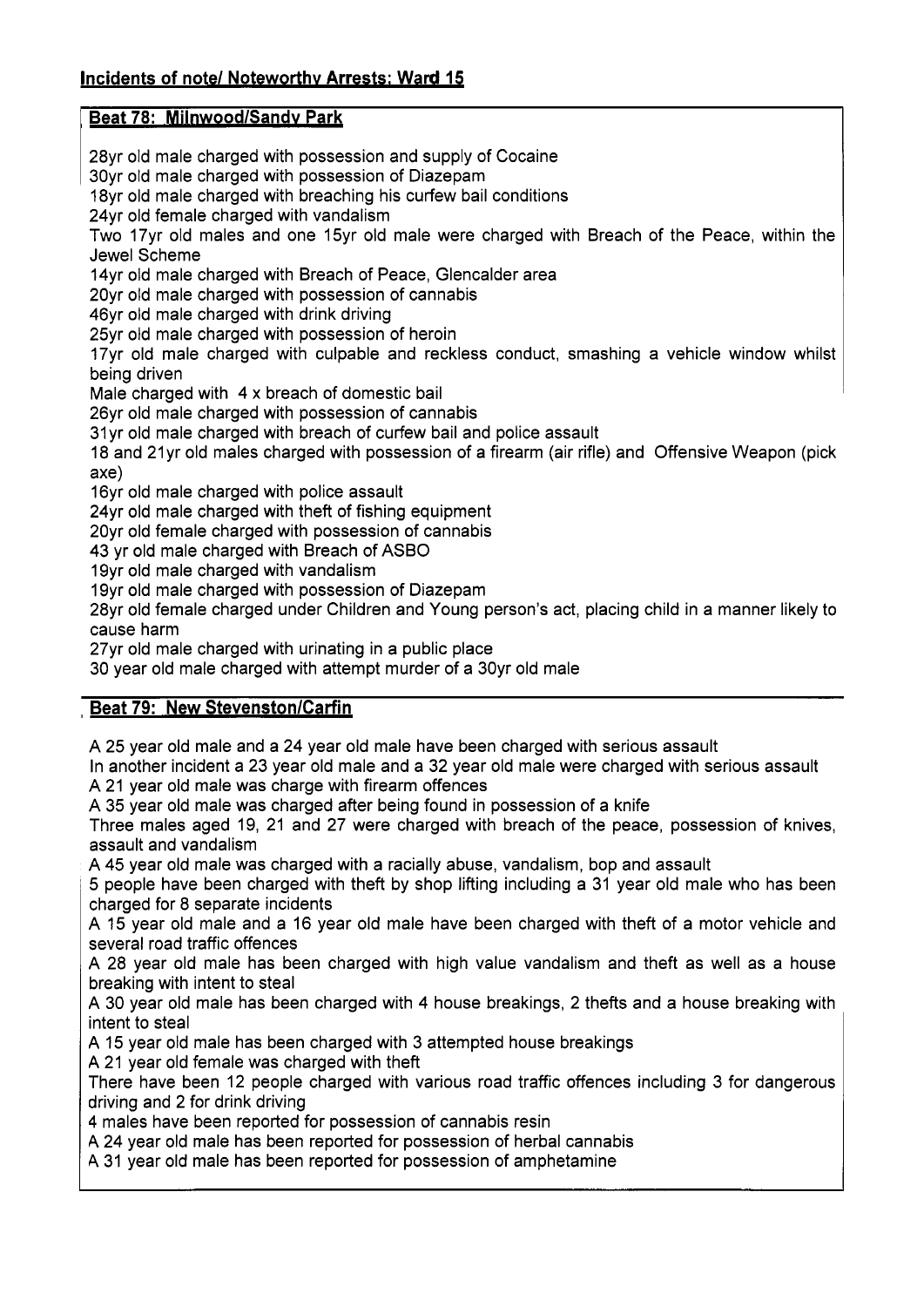## Incidents of note/ Noteworthy Arrests: Ward 15

### Beat 78: Milnwood/Sandy Park

28yr old male charged with possession and supply of Cocaine
30yr old male charged with possession of Diazepam
18yr old male charged with breaching his curfew bail conditions
24yr old female charged with vandalism
Two 17yr old males and one 15yr old male were charged with Breach of the Peace, within the Jewel Scheme
14yr old male charged with Breach of Peace, Glencalder area
20yr old male charged with possession of cannabis
46yr old male charged with drink driving
25yr old male charged with possession of heroin
17yr old male charged with culpable and reckless conduct, smashing a vehicle window whilst being driven
Male charged with 4 x breach of domestic bail
26yr old male charged with possession of cannabis
31yr old male charged with breach of curfew bail and police assault
18 and 21yr old males charged with possession of a firearm (air rifle) and Offensive Weapon (pick axe)
16yr old male charged with police assault
24yr old male charged with theft of fishing equipment
20yr old female charged with possession of cannabis
43 yr old male charged with Breach of ASBO
19yr old male charged with vandalism
19yr old male charged with possession of Diazepam
28yr old female charged under Children and Young person's act, placing child in a manner likely to cause harm
27yr old male charged with urinating in a public place
30 year old male charged with attempt murder of a 30yr old male

### Beat 79: New Stevenston/Carfin

A 25 year old male and a 24 year old male have been charged with serious assault
In another incident a 23 year old male and a 32 year old male were charged with serious assault
A 21 year old male was charge with firearm offences
A 35 year old male was charged after being found in possession of a knife
Three males aged 19, 21 and 27 were charged with breach of the peace, possession of knives, assault and vandalism
A 45 year old male was charged with a racially abuse, vandalism, bop and assault
5 people have been charged with theft by shop lifting including a 31 year old male who has been charged for 8 separate incidents
A 15 year old male and a 16 year old male have been charged with theft of a motor vehicle and several road traffic offences
A 28 year old male has been charged with high value vandalism and theft as well as a house breaking with intent to steal
A 30 year old male has been charged with 4 house breakings, 2 thefts and a house breaking with intent to steal
A 15 year old male has been charged with 3 attempted house breakings
A 21 year old female was charged with theft
There have been 12 people charged with various road traffic offences including 3 for dangerous driving and 2 for drink driving
4 males have been reported for possession of cannabis resin
A 24 year old male has been reported for possession of herbal cannabis
A 31 year old male has been reported for possession of amphetamine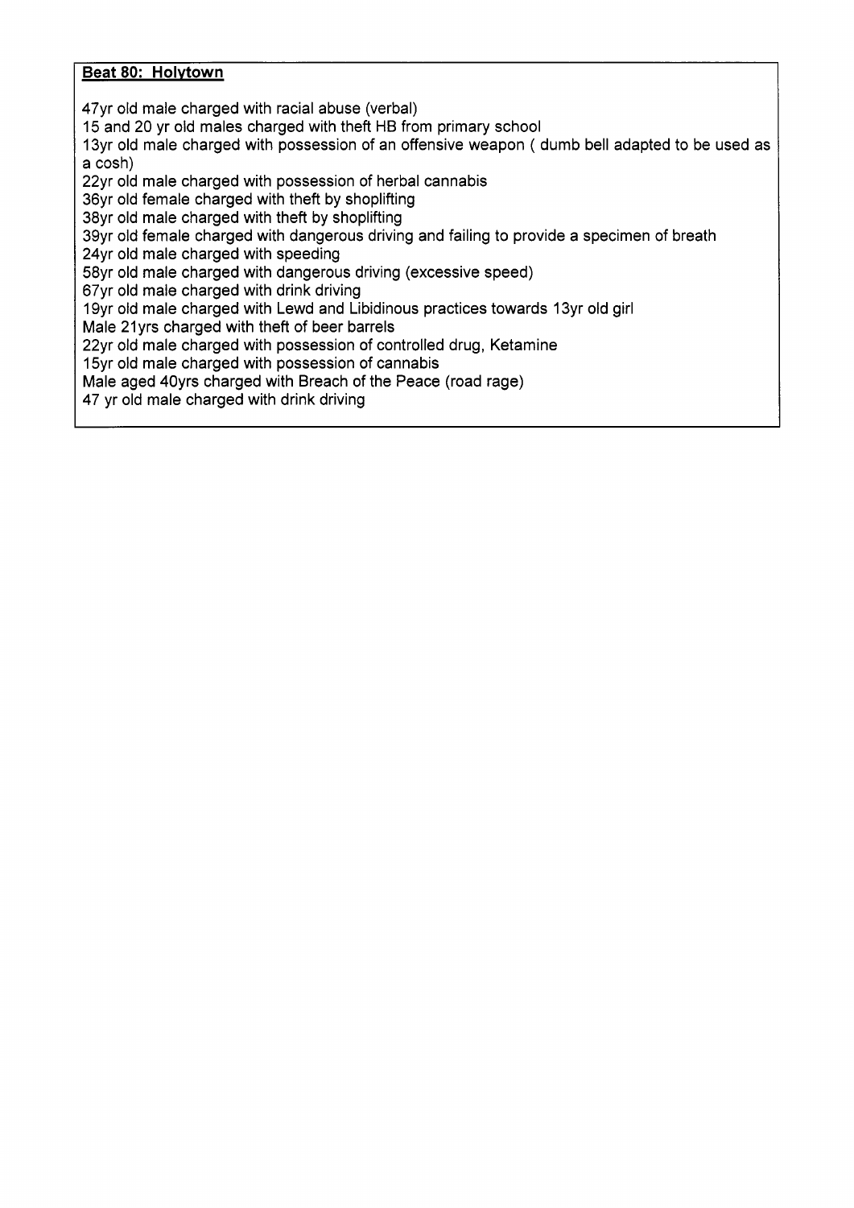**Beat 80: Holytown**

47yr old male charged with racial abuse (verbal)
15 and 20 yr old males charged with theft HB from primary school
13yr old male charged with possession of an offensive weapon ( dumb bell adapted to be used as a cosh)
22yr old male charged with possession of herbal cannabis
36yr old female charged with theft by shoplifting
38yr old male charged with theft by shoplifting
39yr old female charged with dangerous driving and failing to provide a specimen of breath
24yr old male charged with speeding
58yr old male charged with dangerous driving (excessive speed)
67yr old male charged with drink driving
19yr old male charged with Lewd and Libidinous practices towards 13yr old girl
Male 21yrs charged with theft of beer barrels
22yr old male charged with possession of controlled drug, Ketamine
15yr old male charged with possession of cannabis
Male aged 40yrs charged with Breach of the Peace (road rage)
47 yr old male charged with drink driving